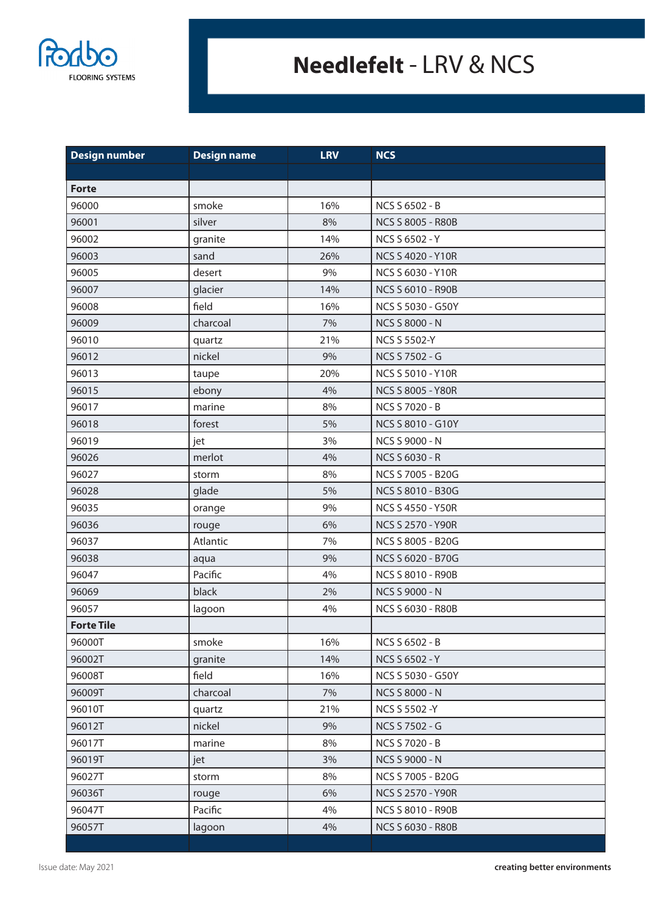forbo FLOORING SYSTEMS

# Needlefelt - LRV & NCS

| Design number | Design name | LRV | NCS |
|---|---|---|---|
| **Forte** | | | |
| 96000 | smoke | 16% | NCS S 6502 - B |
| 96001 | silver | 8% | NCS S 8005 - R80B |
| 96002 | granite | 14% | NCS S 6502 - Y |
| 96003 | sand | 26% | NCS S 4020 - Y10R |
| 96005 | desert | 9% | NCS S 6030 - Y10R |
| 96007 | glacier | 14% | NCS S 6010 - R90B |
| 96008 | field | 16% | NCS S 5030 - G50Y |
| 96009 | charcoal | 7% | NCS S 8000 - N |
| 96010 | quartz | 21% | NCS S 5502-Y |
| 96012 | nickel | 9% | NCS S 7502 - G |
| 96013 | taupe | 20% | NCS S 5010 - Y10R |
| 96015 | ebony | 4% | NCS S 8005 - Y80R |
| 96017 | marine | 8% | NCS S 7020 - B |
| 96018 | forest | 5% | NCS S 8010 - G10Y |
| 96019 | jet | 3% | NCS S 9000 - N |
| 96026 | merlot | 4% | NCS S 6030 - R |
| 96027 | storm | 8% | NCS S 7005 - B20G |
| 96028 | glade | 5% | NCS S 8010 - B30G |
| 96035 | orange | 9% | NCS S 4550 - Y50R |
| 96036 | rouge | 6% | NCS S 2570 - Y90R |
| 96037 | Atlantic | 7% | NCS S 8005 - B20G |
| 96038 | aqua | 9% | NCS S 6020 - B70G |
| 96047 | Pacific | 4% | NCS S 8010 - R90B |
| 96069 | black | 2% | NCS S 9000 - N |
| 96057 | lagoon | 4% | NCS S 6030 - R80B |
| **Forte Tile** | | | |
| 96000T | smoke | 16% | NCS S 6502 - B |
| 96002T | granite | 14% | NCS S 6502 - Y |
| 96008T | field | 16% | NCS S 5030 - G50Y |
| 96009T | charcoal | 7% | NCS S 8000 - N |
| 96010T | quartz | 21% | NCS S 5502 -Y |
| 96012T | nickel | 9% | NCS S 7502 - G |
| 96017T | marine | 8% | NCS S 7020 - B |
| 96019T | jet | 3% | NCS S 9000 - N |
| 96027T | storm | 8% | NCS S 7005 - B20G |
| 96036T | rouge | 6% | NCS S 2570 - Y90R |
| 96047T | Pacific | 4% | NCS S 8010 - R90B |
| 96057T | lagoon | 4% | NCS S 6030 - R80B |

Issue date: May 2021

**creating better environments**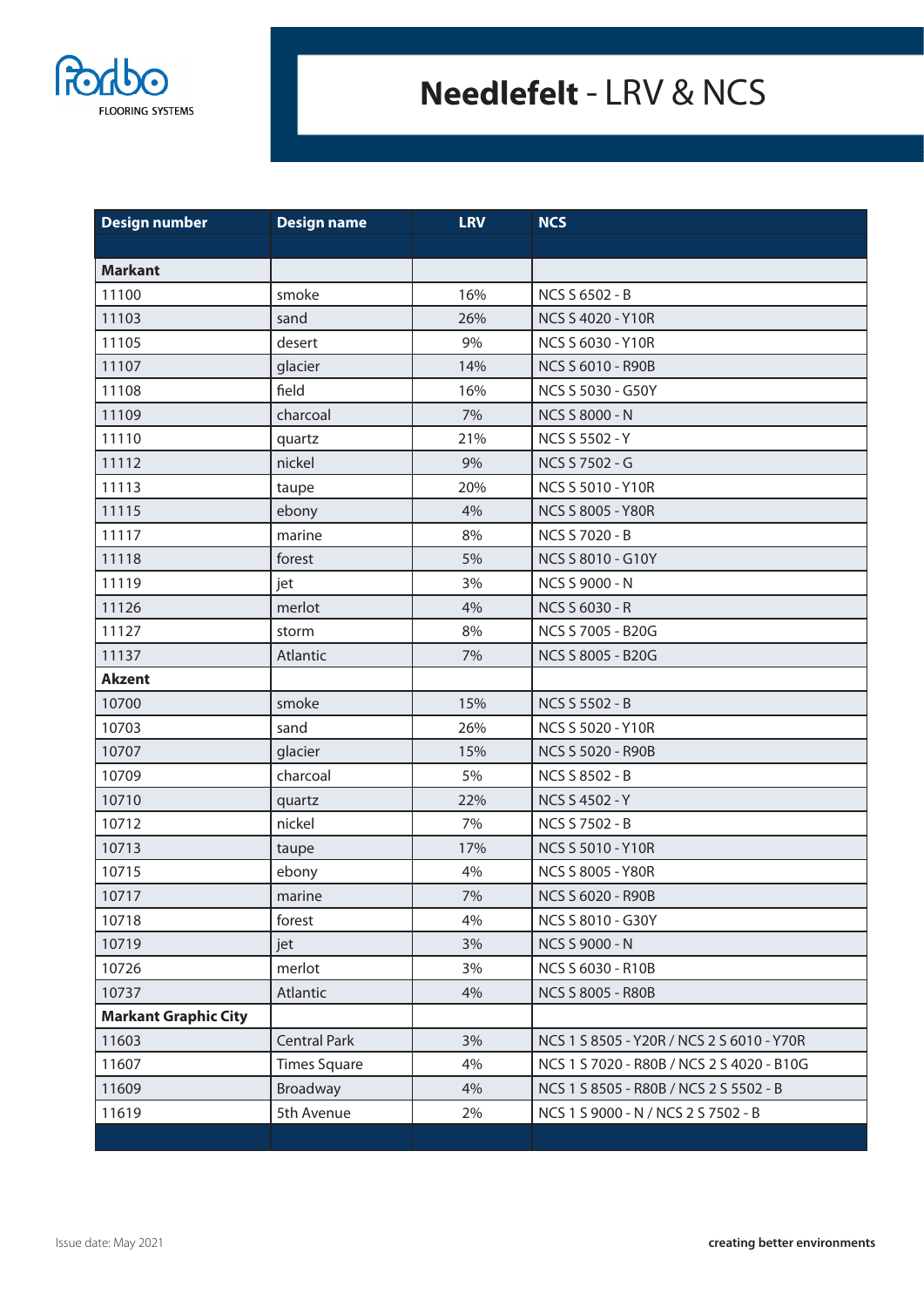# **Needlefelt** - LRV & NCS

| Design number | Design name | LRV | NCS |
|---|---|---|---|
| **Markant** | | | |
| 11100 | smoke | 16% | NCS S 6502 - B |
| 11103 | sand | 26% | NCS S 4020 - Y10R |
| 11105 | desert | 9% | NCS S 6030 - Y10R |
| 11107 | glacier | 14% | NCS S 6010 - R90B |
| 11108 | field | 16% | NCS S 5030 - G50Y |
| 11109 | charcoal | 7% | NCS S 8000 - N |
| 11110 | quartz | 21% | NCS S 5502 - Y |
| 11112 | nickel | 9% | NCS S 7502 - G |
| 11113 | taupe | 20% | NCS S 5010 - Y10R |
| 11115 | ebony | 4% | NCS S 8005 - Y80R |
| 11117 | marine | 8% | NCS S 7020 - B |
| 11118 | forest | 5% | NCS S 8010 - G10Y |
| 11119 | jet | 3% | NCS S 9000 - N |
| 11126 | merlot | 4% | NCS S 6030 - R |
| 11127 | storm | 8% | NCS S 7005 - B20G |
| 11137 | Atlantic | 7% | NCS S 8005 - B20G |
| **Akzent** | | | |
| 10700 | smoke | 15% | NCS S 5502 - B |
| 10703 | sand | 26% | NCS S 5020 - Y10R |
| 10707 | glacier | 15% | NCS S 5020 - R90B |
| 10709 | charcoal | 5% | NCS S 8502 - B |
| 10710 | quartz | 22% | NCS S 4502 - Y |
| 10712 | nickel | 7% | NCS S 7502 - B |
| 10713 | taupe | 17% | NCS S 5010 - Y10R |
| 10715 | ebony | 4% | NCS S 8005 - Y80R |
| 10717 | marine | 7% | NCS S 6020 - R90B |
| 10718 | forest | 4% | NCS S 8010 - G30Y |
| 10719 | jet | 3% | NCS S 9000 - N |
| 10726 | merlot | 3% | NCS S 6030 - R10B |
| 10737 | Atlantic | 4% | NCS S 8005 - R80B |
| **Markant Graphic City** | | | |
| 11603 | Central Park | 3% | NCS 1 S 8505 - Y20R / NCS 2 S 6010 - Y70R |
| 11607 | Times Square | 4% | NCS 1 S 7020 - R80B / NCS 2 S 4020 - B10G |
| 11609 | Broadway | 4% | NCS 1 S 8505 - R80B / NCS 2 S 5502 - B |
| 11619 | 5th Avenue | 2% | NCS 1 S 9000 - N / NCS 2 S 7502 - B |

Issue date: May 2021

**creating better environments**